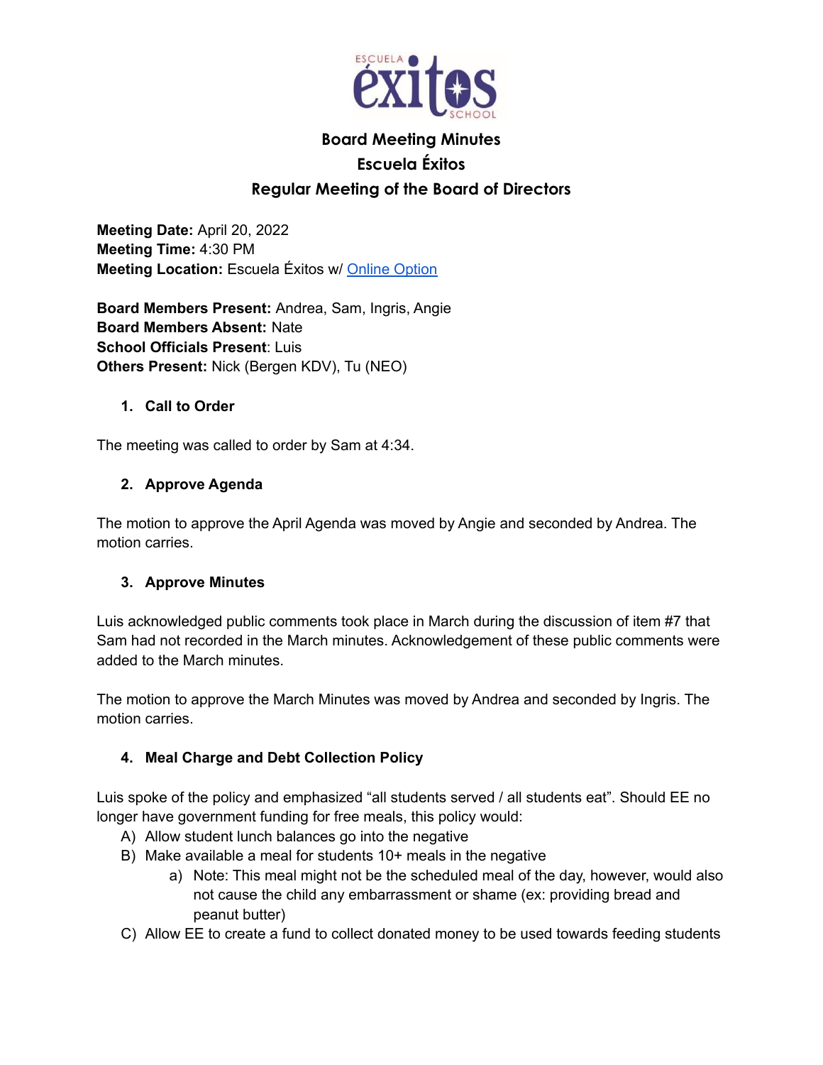# Board Meeting Minutes
## Escuela Éxitos
## Regular Meeting of the Board of Directors

**Meeting Date:** April 20, 2022
**Meeting Time:** 4:30 PM
**Meeting Location:** Escuela Éxitos w/ Online Option

**Board Members Present:** Andrea, Sam, Ingris, Angie
**Board Members Absent:** Nate
**School Officials Present**: Luis
**Others Present:** Nick (Bergen KDV), Tu (NEO)

### 1. Call to Order

The meeting was called to order by Sam at 4:34.

### 2. Approve Agenda

The motion to approve the April Agenda was moved by Angie and seconded by Andrea. The motion carries.

### 3. Approve Minutes

Luis acknowledged public comments took place in March during the discussion of item #7 that Sam had not recorded in the March minutes. Acknowledgement of these public comments were added to the March minutes.

The motion to approve the March Minutes was moved by Andrea and seconded by Ingris. The motion carries.

### 4. Meal Charge and Debt Collection Policy

Luis spoke of the policy and emphasized "all students served / all students eat". Should EE no longer have government funding for free meals, this policy would:

A) Allow student lunch balances go into the negative
B) Make available a meal for students 10+ meals in the negative
   a) Note: This meal might not be the scheduled meal of the day, however, would also not cause the child any embarrassment or shame (ex: providing bread and peanut butter)
C) Allow EE to create a fund to collect donated money to be used towards feeding students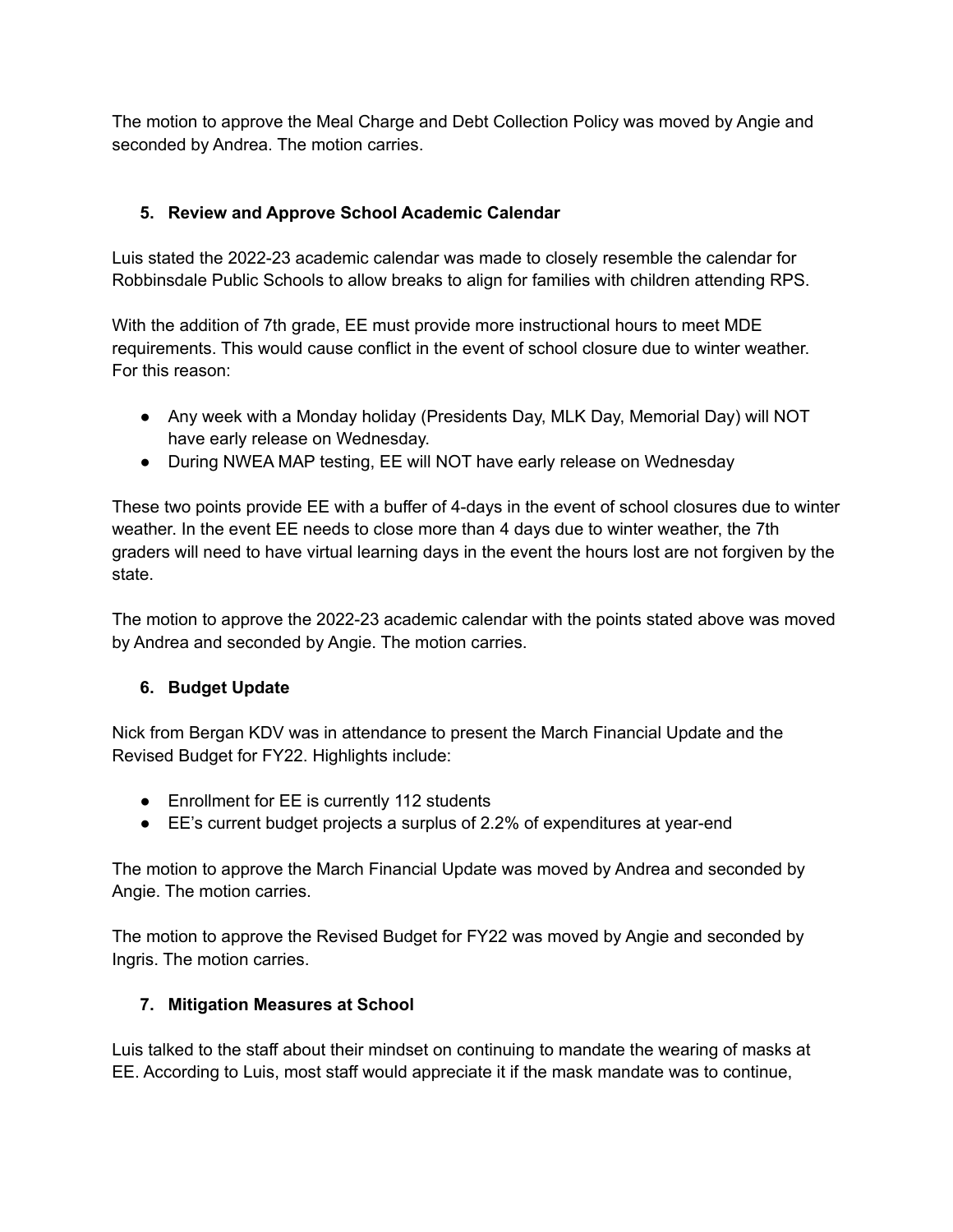The motion to approve the Meal Charge and Debt Collection Policy was moved by Angie and seconded by Andrea. The motion carries.

5. **Review and Approve School Academic Calendar**

Luis stated the 2022-23 academic calendar was made to closely resemble the calendar for Robbinsdale Public Schools to allow breaks to align for families with children attending RPS.

With the addition of 7th grade, EE must provide more instructional hours to meet MDE requirements. This would cause conflict in the event of school closure due to winter weather. For this reason:

- Any week with a Monday holiday (Presidents Day, MLK Day, Memorial Day) will NOT have early release on Wednesday.
- During NWEA MAP testing, EE will NOT have early release on Wednesday

These two points provide EE with a buffer of 4-days in the event of school closures due to winter weather. In the event EE needs to close more than 4 days due to winter weather, the 7th graders will need to have virtual learning days in the event the hours lost are not forgiven by the state.

The motion to approve the 2022-23 academic calendar with the points stated above was moved by Andrea and seconded by Angie. The motion carries.

6. **Budget Update**

Nick from Bergan KDV was in attendance to present the March Financial Update and the Revised Budget for FY22. Highlights include:

- Enrollment for EE is currently 112 students
- EE's current budget projects a surplus of 2.2% of expenditures at year-end

The motion to approve the March Financial Update was moved by Andrea and seconded by Angie. The motion carries.

The motion to approve the Revised Budget for FY22 was moved by Angie and seconded by Ingris. The motion carries.

7. **Mitigation Measures at School**

Luis talked to the staff about their mindset on continuing to mandate the wearing of masks at EE. According to Luis, most staff would appreciate it if the mask mandate was to continue,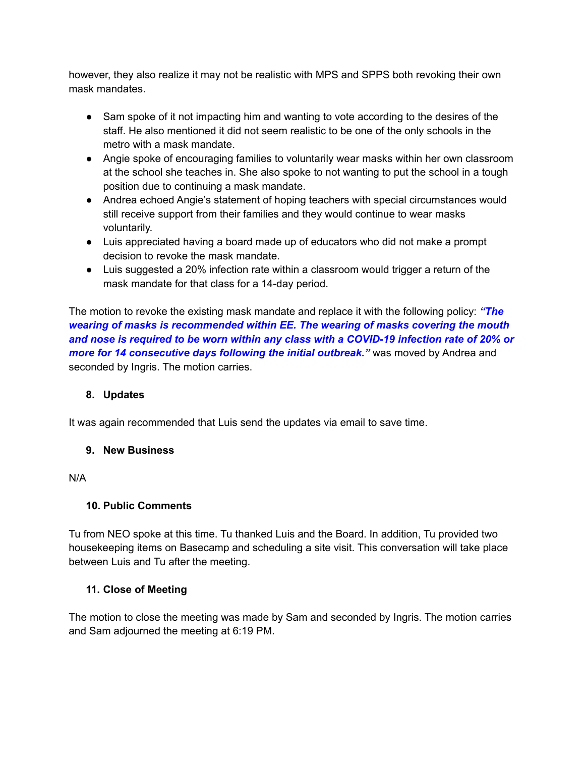however, they also realize it may not be realistic with MPS and SPPS both revoking their own mask mandates.

- Sam spoke of it not impacting him and wanting to vote according to the desires of the staff. He also mentioned it did not seem realistic to be one of the only schools in the metro with a mask mandate.
- Angie spoke of encouraging families to voluntarily wear masks within her own classroom at the school she teaches in. She also spoke to not wanting to put the school in a tough position due to continuing a mask mandate.
- Andrea echoed Angie's statement of hoping teachers with special circumstances would still receive support from their families and they would continue to wear masks voluntarily.
- Luis appreciated having a board made up of educators who did not make a prompt decision to revoke the mask mandate.
- Luis suggested a 20% infection rate within a classroom would trigger a return of the mask mandate for that class for a 14-day period.

The motion to revoke the existing mask mandate and replace it with the following policy: ***"The wearing of masks is recommended within EE. The wearing of masks covering the mouth and nose is required to be worn within any class with a COVID-19 infection rate of 20% or more for 14 consecutive days following the initial outbreak."*** was moved by Andrea and seconded by Ingris. The motion carries.

## 8. Updates

It was again recommended that Luis send the updates via email to save time.

## 9. New Business

N/A

## 10. Public Comments

Tu from NEO spoke at this time. Tu thanked Luis and the Board. In addition, Tu provided two housekeeping items on Basecamp and scheduling a site visit. This conversation will take place between Luis and Tu after the meeting.

## 11. Close of Meeting

The motion to close the meeting was made by Sam and seconded by Ingris. The motion carries and Sam adjourned the meeting at 6:19 PM.